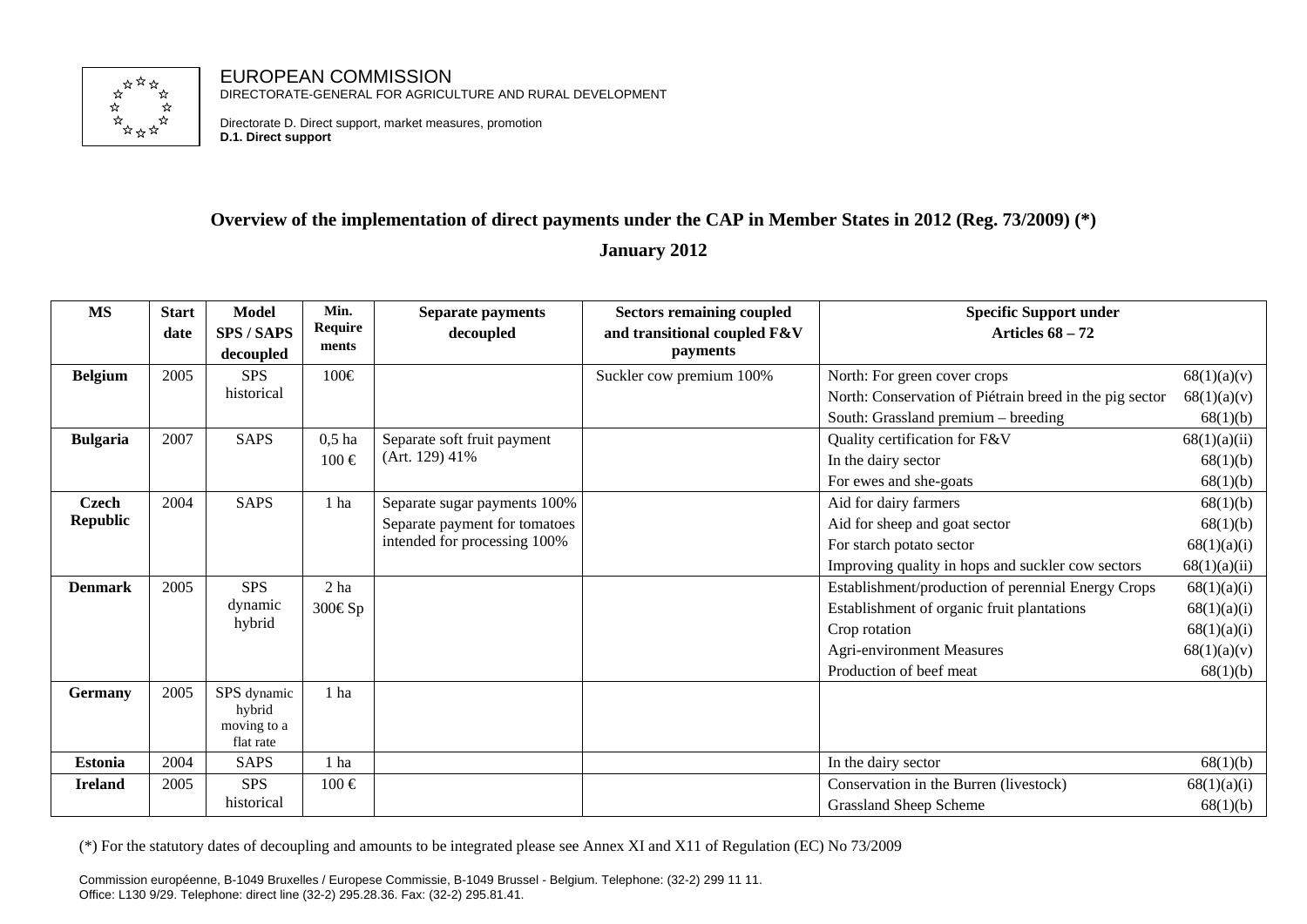EUROPEAN COMMISSION
DIRECTORATE-GENERAL FOR AGRICULTURE AND RURAL DEVELOPMENT

Directorate D. Direct support, market measures, promotion
**D.1. Direct support**

## Overview of the implementation of direct payments under the CAP in Member States in 2012 (Reg. 73/2009) (*)

**January 2012**

| MS | Start date | Model SPS / SAPS decoupled | Min. Require ments | Separate payments decoupled | Sectors remaining coupled and transitional coupled F&V payments | Specific Support under Articles 68 – 72 | |
|---|---|---|---|---|---|---|---|
| **Belgium** | 2005 | SPS historical | 100€ | | Suckler cow premium 100% | North: For green cover crops | 68(1)(a)(v) |
| | | | | | | North: Conservation of Piétrain breed in the pig sector | 68(1)(a)(v) |
| | | | | | | South: Grassland premium – breeding | 68(1)(b) |
| **Bulgaria** | 2007 | SAPS | 0,5 ha 100 € | Separate soft fruit payment (Art. 129) 41% | | Quality certification for F&V | 68(1)(a)(ii) |
| | | | | | | In the dairy sector | 68(1)(b) |
| | | | | | | For ewes and she-goats | 68(1)(b) |
| **Czech Republic** | 2004 | SAPS | 1 ha | Separate sugar payments 100% | | Aid for dairy farmers | 68(1)(b) |
| | | | | Separate payment for tomatoes intended for processing 100% | | Aid for sheep and goat sector | 68(1)(b) |
| | | | | | | For starch potato sector | 68(1)(a)(i) |
| | | | | | | Improving quality in hops and suckler cow sectors | 68(1)(a)(ii) |
| **Denmark** | 2005 | SPS dynamic hybrid | 2 ha 300€ Sp | | | Establishment/production of perennial Energy Crops | 68(1)(a)(i) |
| | | | | | | Establishment of organic fruit plantations | 68(1)(a)(i) |
| | | | | | | Crop rotation | 68(1)(a)(i) |
| | | | | | | Agri-environment Measures | 68(1)(a)(v) |
| | | | | | | Production of beef meat | 68(1)(b) |
| **Germany** | 2005 | SPS dynamic hybrid moving to a flat rate | 1 ha | | | | |
| **Estonia** | 2004 | SAPS | 1 ha | | | In the dairy sector | 68(1)(b) |
| **Ireland** | 2005 | SPS historical | 100 € | | | Conservation in the Burren (livestock) | 68(1)(a)(i) |
| | | | | | | Grassland Sheep Scheme | 68(1)(b) |

(*) For the statutory dates of decoupling and amounts to be integrated please see Annex XI and X11 of Regulation (EC) No 73/2009

Commission européenne, B-1049 Bruxelles / Europese Commissie, B-1049 Brussel - Belgium. Telephone: (32-2) 299 11 11.
Office: L130 9/29. Telephone: direct line (32-2) 295.28.36. Fax: (32-2) 295.81.41.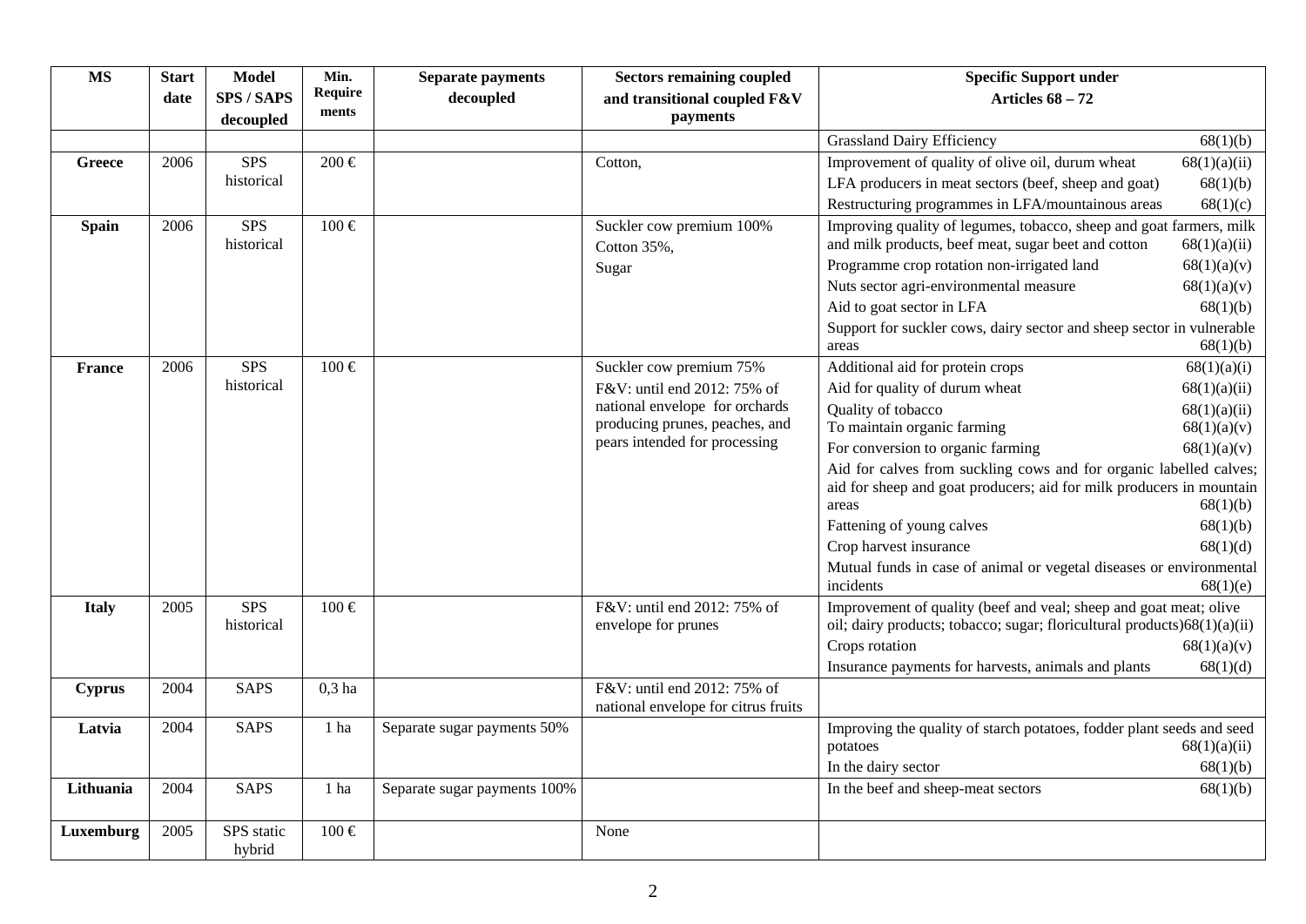| MS | Start date | Model SPS / SAPS decoupled | Min. Require ments | Separate payments decoupled | Sectors remaining coupled and transitional coupled F&V payments | Specific Support under Articles 68 – 72 |
|---|---|---|---|---|---|---|
| | | | | | | Grassland Dairy Efficiency 68(1)(b) |
| **Greece** | 2006 | SPS historical | 200 € | | Cotton, | Improvement of quality of olive oil, durum wheat 68(1)(a)(ii)<br>LFA producers in meat sectors (beef, sheep and goat) 68(1)(b)<br>Restructuring programmes in LFA/mountainous areas 68(1)(c) |
| **Spain** | 2006 | SPS historical | 100 € | | Suckler cow premium 100%<br>Cotton 35%,<br>Sugar | Improving quality of legumes, tobacco, sheep and goat farmers, milk and milk products, beef meat, sugar beet and cotton 68(1)(a)(ii)<br>Programme crop rotation non-irrigated land 68(1)(a)(v)<br>Nuts sector agri-environmental measure 68(1)(a)(v)<br>Aid to goat sector in LFA 68(1)(b)<br>Support for suckler cows, dairy sector and sheep sector in vulnerable areas 68(1)(b) |
| **France** | 2006 | SPS historical | 100 € | | Suckler cow premium 75%<br>F&V: until end 2012: 75% of national envelope for orchards producing prunes, peaches, and pears intended for processing | Additional aid for protein crops 68(1)(a)(i)<br>Aid for quality of durum wheat 68(1)(a)(ii)<br>Quality of tobacco 68(1)(a)(ii)<br>To maintain organic farming 68(1)(a)(v)<br>For conversion to organic farming 68(1)(a)(v)<br>Aid for calves from suckling cows and for organic labelled calves; aid for sheep and goat producers; aid for milk producers in mountain areas 68(1)(b)<br>Fattening of young calves 68(1)(b)<br>Crop harvest insurance 68(1)(d)<br>Mutual funds in case of animal or vegetal diseases or environmental incidents 68(1)(e) |
| **Italy** | 2005 | SPS historical | 100 € | | F&V: until end 2012: 75% of envelope for prunes | Improvement of quality (beef and veal; sheep and goat meat; olive oil; dairy products; tobacco; sugar; floricultural products)68(1)(a)(ii)<br>Crops rotation 68(1)(a)(v)<br>Insurance payments for harvests, animals and plants 68(1)(d) |
| **Cyprus** | 2004 | SAPS | 0,3 ha | | F&V: until end 2012: 75% of national envelope for citrus fruits | |
| **Latvia** | 2004 | SAPS | 1 ha | Separate sugar payments 50% | | Improving the quality of starch potatoes, fodder plant seeds and seed potatoes 68(1)(a)(ii)<br>In the dairy sector 68(1)(b) |
| **Lithuania** | 2004 | SAPS | 1 ha | Separate sugar payments 100% | | In the beef and sheep-meat sectors 68(1)(b) |
| **Luxemburg** | 2005 | SPS static hybrid | 100 € | | None | |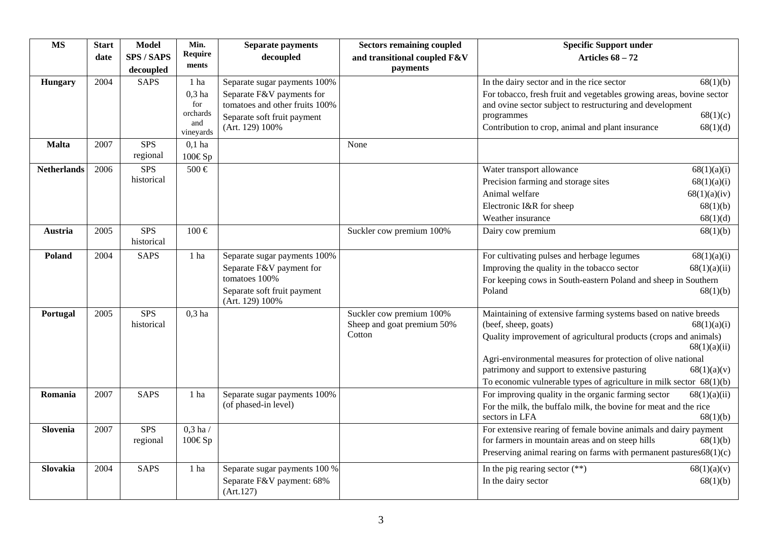| MS | Start date | Model SPS / SAPS decoupled | Min. Require ments | Separate payments decoupled | Sectors remaining coupled and transitional coupled F&V payments | Specific Support under Articles 68 – 72 |
|---|---|---|---|---|---|---|
| **Hungary** | 2004 | SAPS | 1 ha<br>0,3 ha for orchards and vineyards | Separate sugar payments 100%<br>Separate F&V payments for tomatoes and other fruits 100%<br>Separate soft fruit payment (Art. 129) 100% | | In the dairy sector and in the rice sector 68(1)(b)<br>For tobacco, fresh fruit and vegetables growing areas, bovine sector and ovine sector subject to restructuring and development programmes 68(1)(c)<br>Contribution to crop, animal and plant insurance 68(1)(d) |
| **Malta** | 2007 | SPS regional | 0,1 ha<br>100€ Sp | | None | |
| **Netherlands** | 2006 | SPS historical | 500 € | | | Water transport allowance 68(1)(a)(i)<br>Precision farming and storage sites 68(1)(a)(i)<br>Animal welfare 68(1)(a)(iv)<br>Electronic I&R for sheep 68(1)(b)<br>Weather insurance 68(1)(d) |
| **Austria** | 2005 | SPS historical | 100 € | | Suckler cow premium 100% | Dairy cow premium 68(1)(b) |
| **Poland** | 2004 | SAPS | 1 ha | Separate sugar payments 100%<br>Separate F&V payment for tomatoes 100%<br>Separate soft fruit payment (Art. 129) 100% | | For cultivating pulses and herbage legumes 68(1)(a)(i)<br>Improving the quality in the tobacco sector 68(1)(a)(ii)<br>For keeping cows in South-eastern Poland and sheep in Southern Poland 68(1)(b) |
| **Portugal** | 2005 | SPS historical | 0,3 ha | | Suckler cow premium 100%<br>Sheep and goat premium 50%<br>Cotton | Maintaining of extensive farming systems based on native breeds (beef, sheep, goats) 68(1)(a)(i)<br>Quality improvement of agricultural products (crops and animals) 68(1)(a)(ii)<br>Agri-environmental measures for protection of olive national patrimony and support to extensive pasturing 68(1)(a)(v)<br>To economic vulnerable types of agriculture in milk sector 68(1)(b) |
| **Romania** | 2007 | SAPS | 1 ha | Separate sugar payments 100% (of phased-in level) | | For improving quality in the organic farming sector 68(1)(a)(ii)<br>For the milk, the buffalo milk, the bovine for meat and the rice sectors in LFA 68(1)(b) |
| **Slovenia** | 2007 | SPS regional | 0,3 ha / 100€ Sp | | | For extensive rearing of female bovine animals and dairy payment for farmers in mountain areas and on steep hills 68(1)(b)<br>Preserving animal rearing on farms with permanent pastures 68(1)(c) |
| **Slovakia** | 2004 | SAPS | 1 ha | Separate sugar payments 100 %<br>Separate F&V payment: 68% (Art.127) | | In the pig rearing sector (**) 68(1)(a)(v)<br>In the dairy sector 68(1)(b) |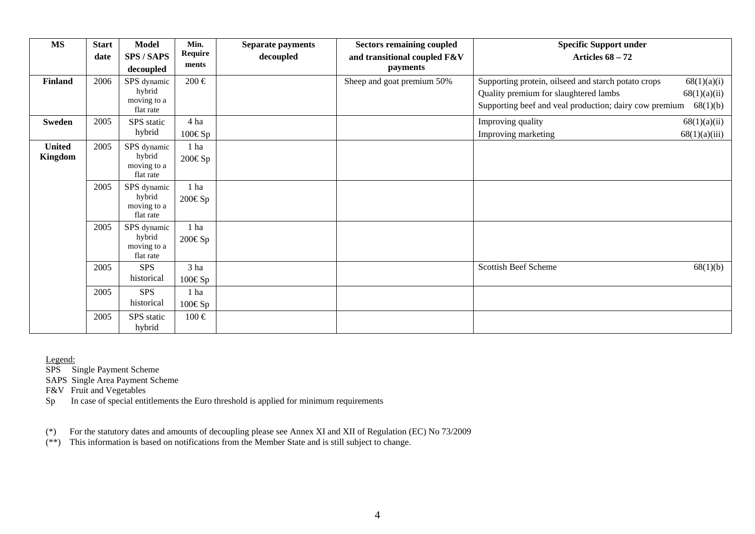| MS | Start date | Model SPS / SAPS decoupled | Min. Require ments | Separate payments decoupled | Sectors remaining coupled and transitional coupled F&V payments | Specific Support under Articles 68 – 72 |
|---|---|---|---|---|---|---|
| **Finland** | 2006 | SPS dynamic hybrid moving to a flat rate | 200 € | | Sheep and goat premium 50% | Supporting protein, oilseed and starch potato crops 68(1)(a)(i)<br>Quality premium for slaughtered lambs 68(1)(a)(ii)<br>Supporting beef and veal production; dairy cow premium 68(1)(b) |
| **Sweden** | 2005 | SPS static hybrid | 4 ha<br>100€ Sp | | | Improving quality 68(1)(a)(ii)<br>Improving marketing 68(1)(a)(iii) |
| **United Kingdom** | 2005 | SPS dynamic hybrid moving to a flat rate | 1 ha<br>200€ Sp | | | |
| | 2005 | SPS dynamic hybrid moving to a flat rate | 1 ha<br>200€ Sp | | | |
| | 2005 | SPS dynamic hybrid moving to a flat rate | 1 ha<br>200€ Sp | | | |
| | 2005 | SPS historical | 3 ha<br>100€ Sp | | | Scottish Beef Scheme 68(1)(b) |
| | 2005 | SPS historical | 1 ha<br>100€ Sp | | | |
| | 2005 | SPS static hybrid | 100 € | | | |

Legend:

SPS Single Payment Scheme

SAPS Single Area Payment Scheme

F&V Fruit and Vegetables

Sp In case of special entitlements the Euro threshold is applied for minimum requirements

(*) For the statutory dates and amounts of decoupling please see Annex XI and XII of Regulation (EC) No 73/2009

(**) This information is based on notifications from the Member State and is still subject to change.